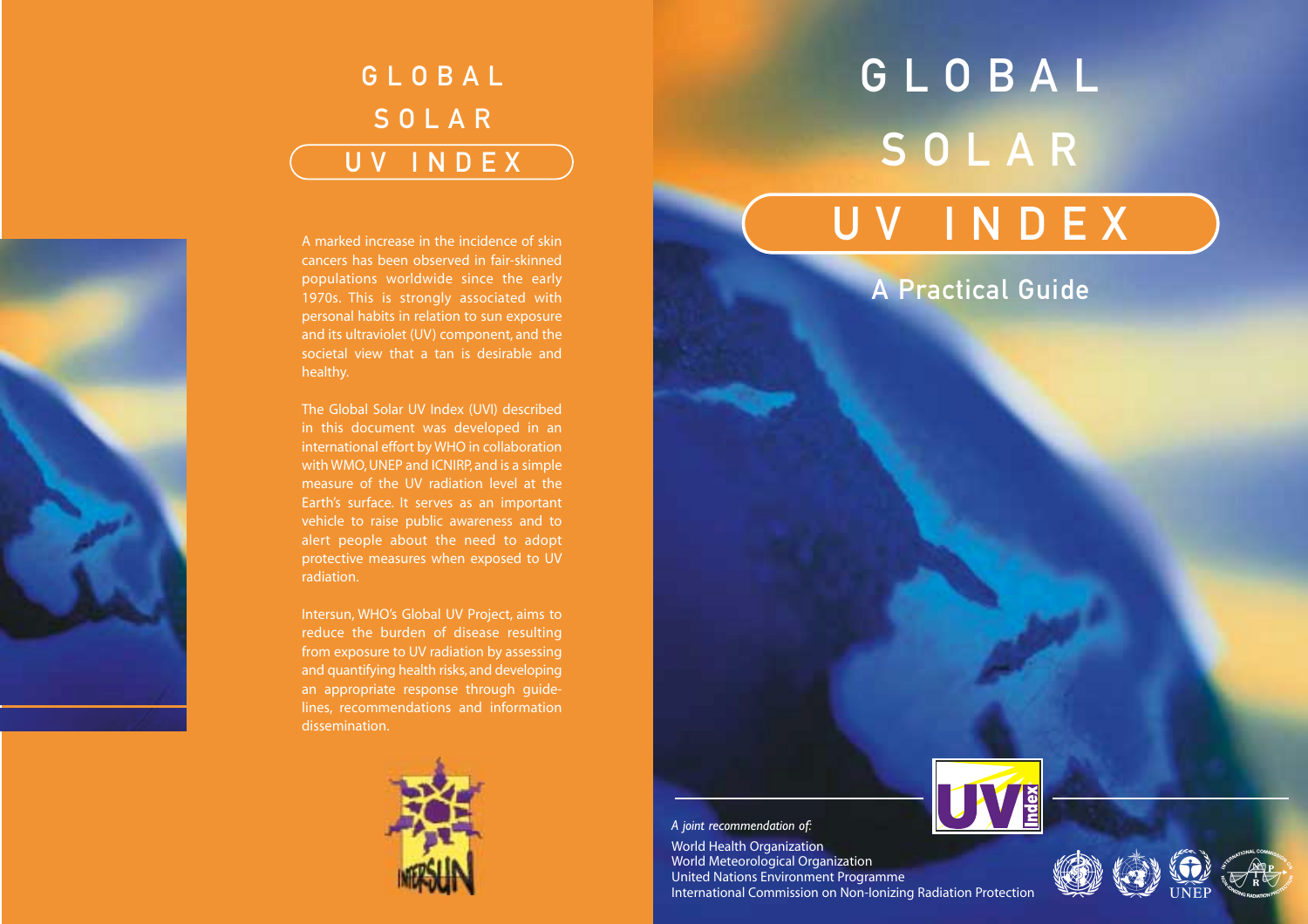# GLOBAL SOLAR UV INDEX

A marked increase in the incidence of skin cancers has been observed in fair-skinned populations worldwide since the early 1970s. This is strongly associated with personal habits in relation to sun exposure and its ultraviolet (UV) component, and the societal view that a tan is desirable and healthy.

The Global Solar UV Index (UVI) described in this document was developed in an international effort by WHO in collaboration with WMO, UNEP and ICNIRP, and is a simple measure of the UV radiation level at the Earth's surface. It serves as an important vehicle to raise public awareness and to alert people about the need to adopt protective measures when exposed to UV radiation.

Intersun, WHO's Global UV Project, aims to reduce the burden of disease resulting from exposure to UV radiation by assessing and quantifying health risks, and developing an appropriate response through guide-lines, recommendations and information dissemination.

INTERSUN

# GLOBAL SOLAR UV INDEX

## A Practical Guide

*A joint recommendation of:*

World Health Organization
World Meteorological Organization
United Nations Environment Programme
International Commission on Non-Ionizing Radiation Protection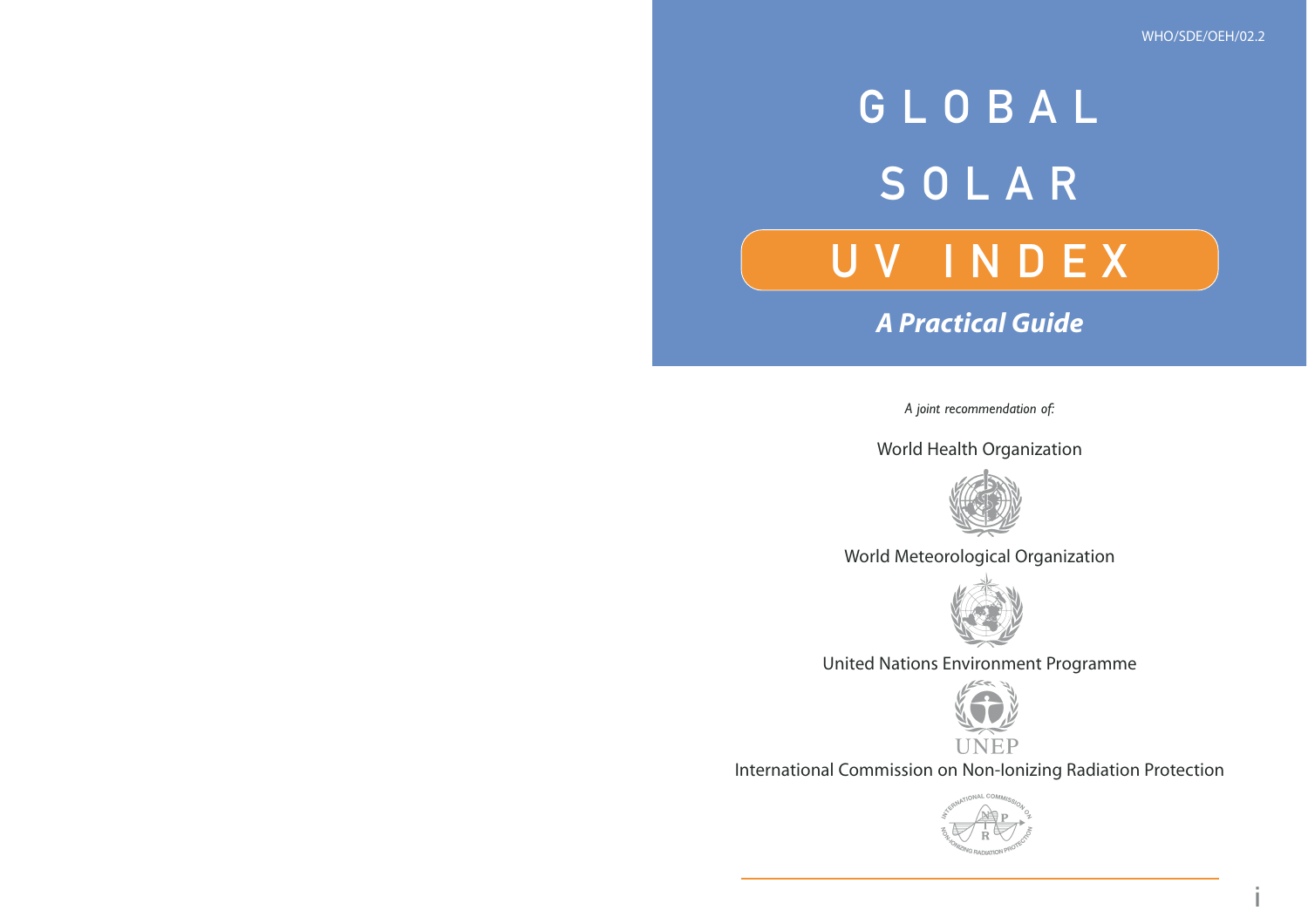WHO/SDE/OEH/02.2

# GLOBAL SOLAR UV INDEX

## *A Practical Guide*

*A joint recommendation of:*

World Health Organization

World Meteorological Organization

United Nations Environment Programme

UNEP

International Commission on Non-Ionizing Radiation Protection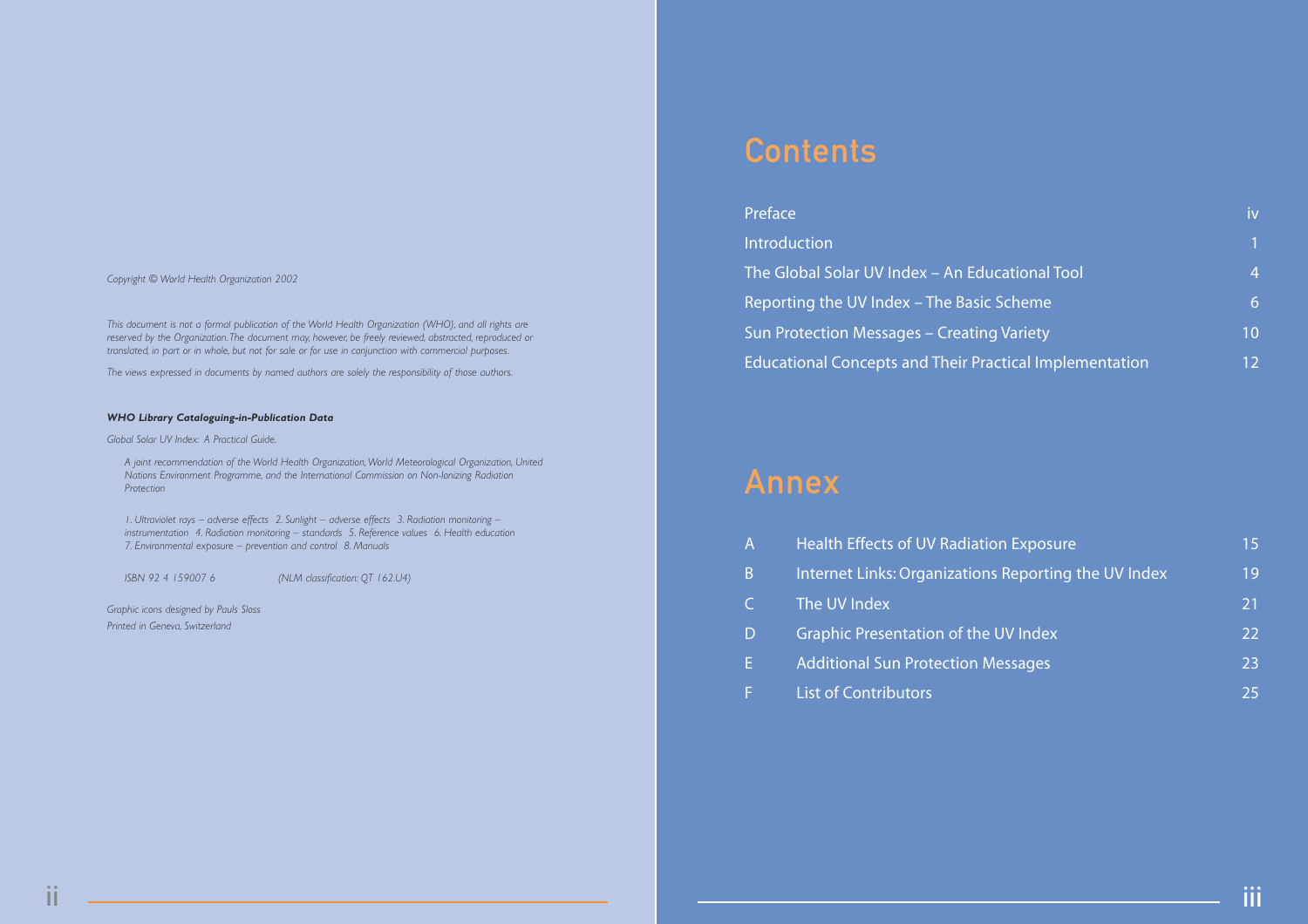*Copyright © World Health Organization 2002*

*This document is not a formal publication of the World Health Organization (WHO), and all rights are reserved by the Organization. The document may, however, be freely reviewed, abstracted, reproduced or translated, in part or in whole, but not for sale or for use in conjunction with commercial purposes.*

*The views expressed in documents by named authors are solely the responsibility of those authors.*

***WHO Library Cataloguing-in-Publication Data***

*Global Solar UV Index: A Practical Guide.*

*A joint recommendation of the World Health Organization, World Meteorological Organization, United Nations Environment Programme, and the International Commission on Non-Ionizing Radiation Protection*

*1. Ultraviolet rays – adverse effects 2. Sunlight – adverse effects 3. Radiation monitoring – instrumentation 4. Radiation monitoring – standards 5. Reference values 6. Health education 7. Environmental exposure – prevention and control 8. Manuals*

*ISBN 92 4 159007 6 (NLM classification: QT 162.U4)*

*Graphic icons designed by Pauls Sloss*
*Printed in Geneva, Switzerland*

# Contents

| | |
|---|---|
| Preface | iv |
| Introduction | 1 |
| The Global Solar UV Index – An Educational Tool | 4 |
| Reporting the UV Index – The Basic Scheme | 6 |
| Sun Protection Messages – Creating Variety | 10 |
| Educational Concepts and Their Practical Implementation | 12 |

# Annex

| | | |
|---|---|---|
| A | Health Effects of UV Radiation Exposure | 15 |
| B | Internet Links: Organizations Reporting the UV Index | 19 |
| C | The UV Index | 21 |
| D | Graphic Presentation of the UV Index | 22 |
| E | Additional Sun Protection Messages | 23 |
| F | List of Contributors | 25 |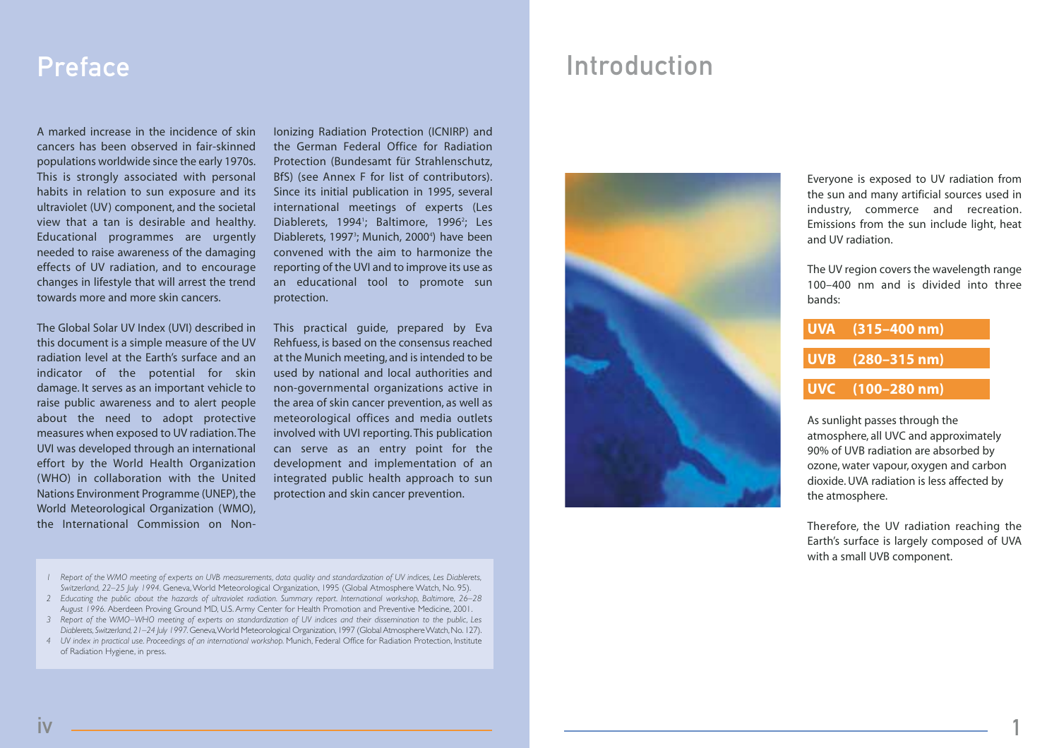# Preface

A marked increase in the incidence of skin cancers has been observed in fair-skinned populations worldwide since the early 1970s. This is strongly associated with personal habits in relation to sun exposure and its ultraviolet (UV) component, and the societal view that a tan is desirable and healthy. Educational programmes are urgently needed to raise awareness of the damaging effects of UV radiation, and to encourage changes in lifestyle that will arrest the trend towards more and more skin cancers.

The Global Solar UV Index (UVI) described in this document is a simple measure of the UV radiation level at the Earth's surface and an indicator of the potential for skin damage. It serves as an important vehicle to raise public awareness and to alert people about the need to adopt protective measures when exposed to UV radiation. The UVI was developed through an international effort by the World Health Organization (WHO) in collaboration with the United Nations Environment Programme (UNEP), the World Meteorological Organization (WMO), the International Commission on Non-Ionizing Radiation Protection (ICNIRP) and the German Federal Office for Radiation Protection (Bundesamt für Strahlenschutz, BfS) (see Annex F for list of contributors). Since its initial publication in 1995, several international meetings of experts (Les Diablerets, 1994[1]; Baltimore, 1996[2]; Les Diablerets, 1997[3]; Munich, 2000[4]) have been convened with the aim to harmonize the reporting of the UVI and to improve its use as an educational tool to promote sun protection.

This practical guide, prepared by Eva Rehfuess, is based on the consensus reached at the Munich meeting, and is intended to be used by national and local authorities and non-governmental organizations active in the area of skin cancer prevention, as well as meteorological offices and media outlets involved with UVI reporting. This publication can serve as an entry point for the development and implementation of an integrated public health approach to sun protection and skin cancer prevention.

1 *Report of the WMO meeting of experts on UVB measurements, data quality and standardization of UV indices, Les Diablerets, Switzerland, 22–25 July 1994.* Geneva, World Meteorological Organization, 1995 (Global Atmosphere Watch, No. 95).
2 *Educating the public about the hazards of ultraviolet radiation. Summary report. International workshop, Baltimore, 26–28 August 1996.* Aberdeen Proving Ground MD, U.S. Army Center for Health Promotion and Preventive Medicine, 2001.
3 *Report of the WMO–WHO meeting of experts on standardization of UV indices and their dissemination to the public, Les Diablerets, Switzerland, 21–24 July 1997.* Geneva, World Meteorological Organization, 1997 (Global Atmosphere Watch, No. 127).
4 *UV index in practical use. Proceedings of an international workshop.* Munich, Federal Office for Radiation Protection, Institute of Radiation Hygiene, in press.

# Introduction

Everyone is exposed to UV radiation from the sun and many artificial sources used in industry, commerce and recreation. Emissions from the sun include light, heat and UV radiation.

The UV region covers the wavelength range 100–400 nm and is divided into three bands:

**UVA (315–400 nm)**

**UVB (280–315 nm)**

**UVC (100–280 nm)**

As sunlight passes through the atmosphere, all UVC and approximately 90% of UVB radiation are absorbed by ozone, water vapour, oxygen and carbon dioxide. UVA radiation is less affected by the atmosphere.

Therefore, the UV radiation reaching the Earth's surface is largely composed of UVA with a small UVB component.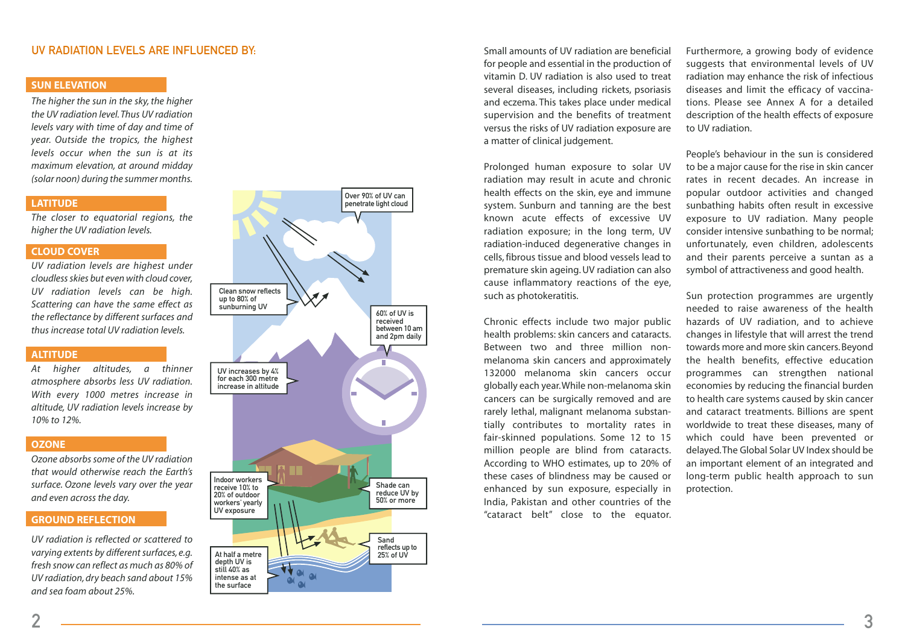## UV RADIATION LEVELS ARE INFLUENCED BY:

### SUN ELEVATION

*The higher the sun in the sky, the higher the UV radiation level. Thus UV radiation levels vary with time of day and time of year. Outside the tropics, the highest levels occur when the sun is at its maximum elevation, at around midday (solar noon) during the summer months.*

### LATITUDE

*The closer to equatorial regions, the higher the UV radiation levels.*

### CLOUD COVER

*UV radiation levels are highest under cloudless skies but even with cloud cover, UV radiation levels can be high. Scattering can have the same effect as the reflectance by different surfaces and thus increase total UV radiation levels.*

### ALTITUDE

*At higher altitudes, a thinner atmosphere absorbs less UV radiation. With every 1000 metres increase in altitude, UV radiation levels increase by 10% to 12%.*

### OZONE

*Ozone absorbs some of the UV radiation that would otherwise reach the Earth's surface. Ozone levels vary over the year and even across the day.*

### GROUND REFLECTION

*UV radiation is reflected or scattered to varying extents by different surfaces, e.g. fresh snow can reflect as much as 80% of UV radiation, dry beach sand about 15% and sea foam about 25%.*

Over 90% of UV can penetrate light cloud

Clean snow reflects up to 80% of sunburning UV

60% of UV is received between 10 am and 2pm daily

UV increases by 4% for each 300 metre increase in altitude

Indoor workers receive 10% to 20% of outdoor workers' yearly UV exposure

Shade can reduce UV by 50% or more

Sand reflects up to 25% of UV

At half a metre depth UV is still 40% as intense as at the surface

Small amounts of UV radiation are beneficial for people and essential in the production of vitamin D. UV radiation is also used to treat several diseases, including rickets, psoriasis and eczema. This takes place under medical supervision and the benefits of treatment versus the risks of UV radiation exposure are a matter of clinical judgement.

Prolonged human exposure to solar UV radiation may result in acute and chronic health effects on the skin, eye and immune system. Sunburn and tanning are the best known acute effects of excessive UV radiation exposure; in the long term, UV radiation-induced degenerative changes in cells, fibrous tissue and blood vessels lead to premature skin ageing. UV radiation can also cause inflammatory reactions of the eye, such as photokeratitis.

Chronic effects include two major public health problems: skin cancers and cataracts. Between two and three million non-melanoma skin cancers and approximately 132000 melanoma skin cancers occur globally each year. While non-melanoma skin cancers can be surgically removed and are rarely lethal, malignant melanoma substantially contributes to mortality rates in fair-skinned populations. Some 12 to 15 million people are blind from cataracts. According to WHO estimates, up to 20% of these cases of blindness may be caused or enhanced by sun exposure, especially in India, Pakistan and other countries of the "cataract belt" close to the equator.

Furthermore, a growing body of evidence suggests that environmental levels of UV radiation may enhance the risk of infectious diseases and limit the efficacy of vaccinations. Please see Annex A for a detailed description of the health effects of exposure to UV radiation.

People's behaviour in the sun is considered to be a major cause for the rise in skin cancer rates in recent decades. An increase in popular outdoor activities and changed sunbathing habits often result in excessive exposure to UV radiation. Many people consider intensive sunbathing to be normal; unfortunately, even children, adolescents and their parents perceive a suntan as a symbol of attractiveness and good health.

Sun protection programmes are urgently needed to raise awareness of the health hazards of UV radiation, and to achieve changes in lifestyle that will arrest the trend towards more and more skin cancers. Beyond the health benefits, effective education programmes can strengthen national economies by reducing the financial burden to health care systems caused by skin cancer and cataract treatments. Billions are spent worldwide to treat these diseases, many of which could have been prevented or delayed. The Global Solar UV Index should be an important element of an integrated and long-term public health approach to sun protection.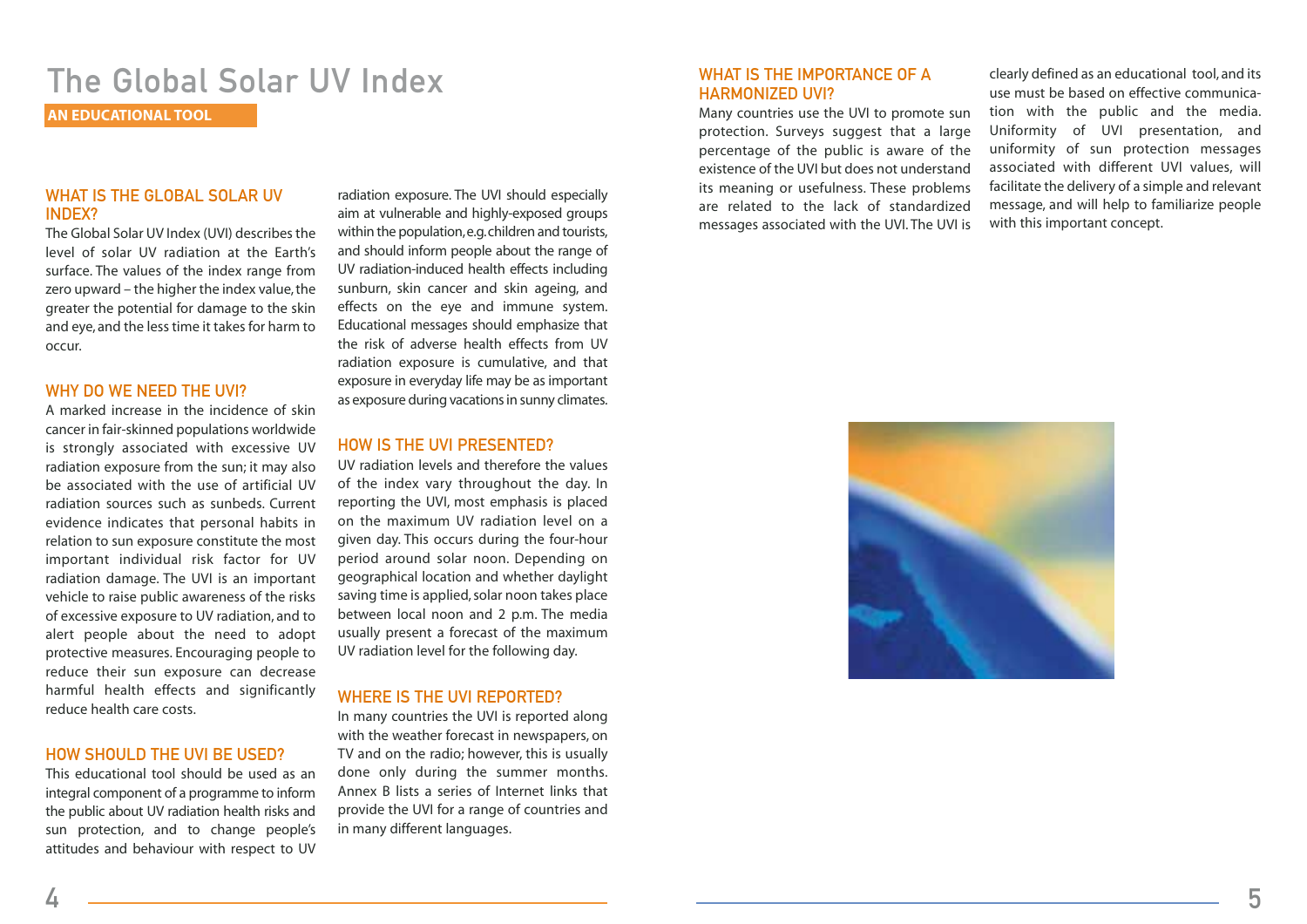# The Global Solar UV Index

**AN EDUCATIONAL TOOL**

## WHAT IS THE GLOBAL SOLAR UV INDEX?

The Global Solar UV Index (UVI) describes the level of solar UV radiation at the Earth's surface. The values of the index range from zero upward – the higher the index value, the greater the potential for damage to the skin and eye, and the less time it takes for harm to occur.

## WHY DO WE NEED THE UVI?

A marked increase in the incidence of skin cancer in fair-skinned populations worldwide is strongly associated with excessive UV radiation exposure from the sun; it may also be associated with the use of artificial UV radiation sources such as sunbeds. Current evidence indicates that personal habits in relation to sun exposure constitute the most important individual risk factor for UV radiation damage. The UVI is an important vehicle to raise public awareness of the risks of excessive exposure to UV radiation, and to alert people about the need to adopt protective measures. Encouraging people to reduce their sun exposure can decrease harmful health effects and significantly reduce health care costs.

## HOW SHOULD THE UVI BE USED?

This educational tool should be used as an integral component of a programme to inform the public about UV radiation health risks and sun protection, and to change people's attitudes and behaviour with respect to UV radiation exposure. The UVI should especially aim at vulnerable and highly-exposed groups within the population, e.g. children and tourists, and should inform people about the range of UV radiation-induced health effects including sunburn, skin cancer and skin ageing, and effects on the eye and immune system. Educational messages should emphasize that the risk of adverse health effects from UV radiation exposure is cumulative, and that exposure in everyday life may be as important as exposure during vacations in sunny climates.

## HOW IS THE UVI PRESENTED?

UV radiation levels and therefore the values of the index vary throughout the day. In reporting the UVI, most emphasis is placed on the maximum UV radiation level on a given day. This occurs during the four-hour period around solar noon. Depending on geographical location and whether daylight saving time is applied, solar noon takes place between local noon and 2 p.m. The media usually present a forecast of the maximum UV radiation level for the following day.

## WHERE IS THE UVI REPORTED?

In many countries the UVI is reported along with the weather forecast in newspapers, on TV and on the radio; however, this is usually done only during the summer months. Annex B lists a series of Internet links that provide the UVI for a range of countries and in many different languages.

## WHAT IS THE IMPORTANCE OF A HARMONIZED UVI?

Many countries use the UVI to promote sun protection. Surveys suggest that a large percentage of the public is aware of the existence of the UVI but does not understand its meaning or usefulness. These problems are related to the lack of standardized messages associated with the UVI. The UVI is clearly defined as an educational tool, and its use must be based on effective communication with the public and the media. Uniformity of UVI presentation, and uniformity of sun protection messages associated with different UVI values, will facilitate the delivery of a simple and relevant message, and will help to familiarize people with this important concept.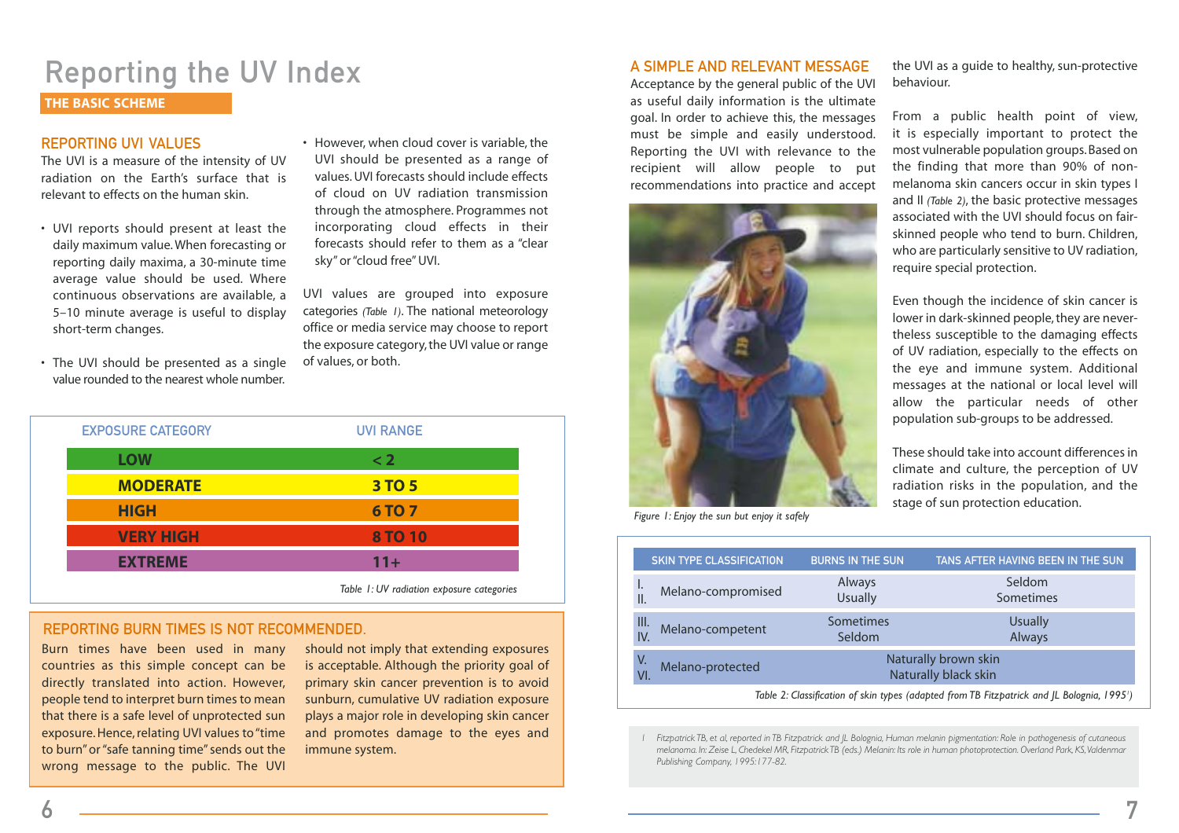# Reporting the UV Index

## THE BASIC SCHEME

### REPORTING UVI VALUES

The UVI is a measure of the intensity of UV radiation on the Earth's surface that is relevant to effects on the human skin.

- UVI reports should present at least the daily maximum value. When forecasting or reporting daily maxima, a 30-minute time average value should be used. Where continuous observations are available, a 5–10 minute average is useful to display short-term changes.
- The UVI should be presented as a single value rounded to the nearest whole number.
- However, when cloud cover is variable, the UVI should be presented as a range of values. UVI forecasts should include effects of cloud on UV radiation transmission through the atmosphere. Programmes not incorporating cloud effects in their forecasts should refer to them as a "clear sky" or "cloud free" UVI.

UVI values are grouped into exposure categories *(Table 1)*. The national meteorology office or media service may choose to report the exposure category, the UVI value or range of values, or both.

| EXPOSURE CATEGORY | UVI RANGE |
|---|---|
| **LOW** | **< 2** |
| **MODERATE** | **3 TO 5** |
| **HIGH** | **6 TO 7** |
| **VERY HIGH** | **8 TO 10** |
| **EXTREME** | **11+** |

*Table 1: UV radiation exposure categories*

### REPORTING BURN TIMES IS NOT RECOMMENDED.

Burn times have been used in many countries as this simple concept can be directly translated into action. However, people tend to interpret burn times to mean that there is a safe level of unprotected sun exposure. Hence, relating UVI values to "time to burn" or "safe tanning time" sends out the wrong message to the public. The UVI should not imply that extending exposures is acceptable. Although the priority goal of primary skin cancer prevention is to avoid sunburn, cumulative UV radiation exposure plays a major role in developing skin cancer and promotes damage to the eyes and immune system.

### A SIMPLE AND RELEVANT MESSAGE

Acceptance by the general public of the UVI as useful daily information is the ultimate goal. In order to achieve this, the messages must be simple and easily understood. Reporting the UVI with relevance to the recipient will allow people to put recommendations into practice and accept the UVI as a guide to healthy, sun-protective behaviour.

*Figure 1: Enjoy the sun but enjoy it safely*

From a public health point of view, it is especially important to protect the most vulnerable population groups. Based on the finding that more than 90% of non-melanoma skin cancers occur in skin types I and II *(Table 2)*, the basic protective messages associated with the UVI should focus on fair-skinned people who tend to burn. Children, who are particularly sensitive to UV radiation, require special protection.

Even though the incidence of skin cancer is lower in dark-skinned people, they are nevertheless susceptible to the damaging effects of UV radiation, especially to the effects on the eye and immune system. Additional messages at the national or local level will allow the particular needs of other population sub-groups to be addressed.

These should take into account differences in climate and culture, the perception of UV radiation risks in the population, and the stage of sun protection education.

| SKIN TYPE CLASSIFICATION | | BURNS IN THE SUN | TANS AFTER HAVING BEEN IN THE SUN |
|---|---|---|---|
| I.<br>II. | Melano-compromised | Always<br>Usually | Seldom<br>Sometimes |
| III.<br>IV. | Melano-competent | Sometimes<br>Seldom | Usually<br>Always |
| V.<br>VI. | Melano-protected | Naturally brown skin<br>Naturally black skin | |

*Table 2: Classification of skin types (adapted from TB Fitzpatrick and JL Bolognia, 1995[1])*

1 Fitzpatrick TB, et al, reported in TB Fitzpatrick and JL Bolognia, Human melanin pigmentation: Role in pathogenesis of cutaneous melanoma. In: Zeise L, Chedekel MR, Fitzpatrick TB (eds.) Melanin: Its role in human photoprotection. Overland Park, KS, Valdenmar Publishing Company, 1995:177-82.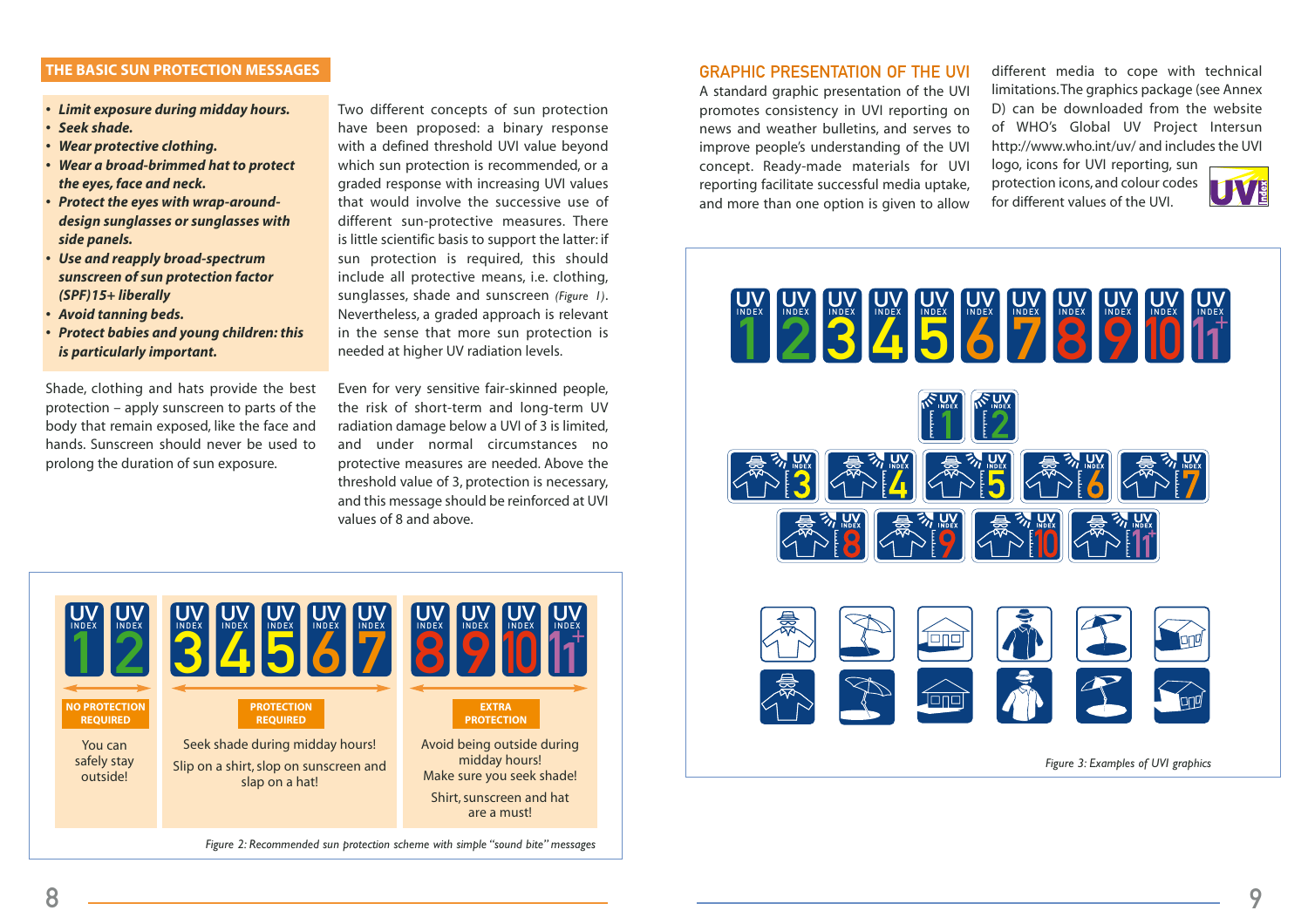## THE BASIC SUN PROTECTION MESSAGES

- ***Limit exposure during midday hours.***
- ***Seek shade.***
- ***Wear protective clothing.***
- ***Wear a broad-brimmed hat to protect the eyes, face and neck.***
- ***Protect the eyes with wrap-around-design sunglasses or sunglasses with side panels.***
- ***Use and reapply broad-spectrum sunscreen of sun protection factor (SPF)15+ liberally***
- ***Avoid tanning beds.***
- ***Protect babies and young children: this is particularly important.***

Shade, clothing and hats provide the best protection – apply sunscreen to parts of the body that remain exposed, like the face and hands. Sunscreen should never be used to prolong the duration of sun exposure.

Two different concepts of sun protection have been proposed: a binary response with a defined threshold UVI value beyond which sun protection is recommended, or a graded response with increasing UVI values that would involve the successive use of different sun-protective measures. There is little scientific basis to support the latter: if sun protection is required, this should include all protective means, i.e. clothing, sunglasses, shade and sunscreen *(Figure 1)*. Nevertheless, a graded approach is relevant in the sense that more sun protection is needed at higher UV radiation levels.

Even for very sensitive fair-skinned people, the risk of short-term and long-term UV radiation damage below a UVI of 3 is limited, and under normal circumstances no protective measures are needed. Above the threshold value of 3, protection is necessary, and this message should be reinforced at UVI values of 8 and above.

| UV INDEX 1 2 | UV INDEX 3 4 5 6 7 | UV INDEX 8 9 10 11+ |
|---|---|---|
| NO PROTECTION REQUIRED | PROTECTION REQUIRED | EXTRA PROTECTION |
| You can safely stay outside! | Seek shade during midday hours! Slip on a shirt, slop on sunscreen and slap on a hat! | Avoid being outside during midday hours! Make sure you seek shade! Shirt, sunscreen and hat are a must! |

*Figure 2: Recommended sun protection scheme with simple "sound bite" messages*

## GRAPHIC PRESENTATION OF THE UVI

A standard graphic presentation of the UVI promotes consistency in UVI reporting on news and weather bulletins, and serves to improve people's understanding of the UVI concept. Ready-made materials for UVI reporting facilitate successful media uptake, and more than one option is given to allow different media to cope with technical limitations. The graphics package (see Annex D) can be downloaded from the website of WHO's Global UV Project Intersun http://www.who.int/uv/ and includes the UVI logo, icons for UVI reporting, sun protection icons, and colour codes for different values of the UVI.

*Figure 3: Examples of UVI graphics*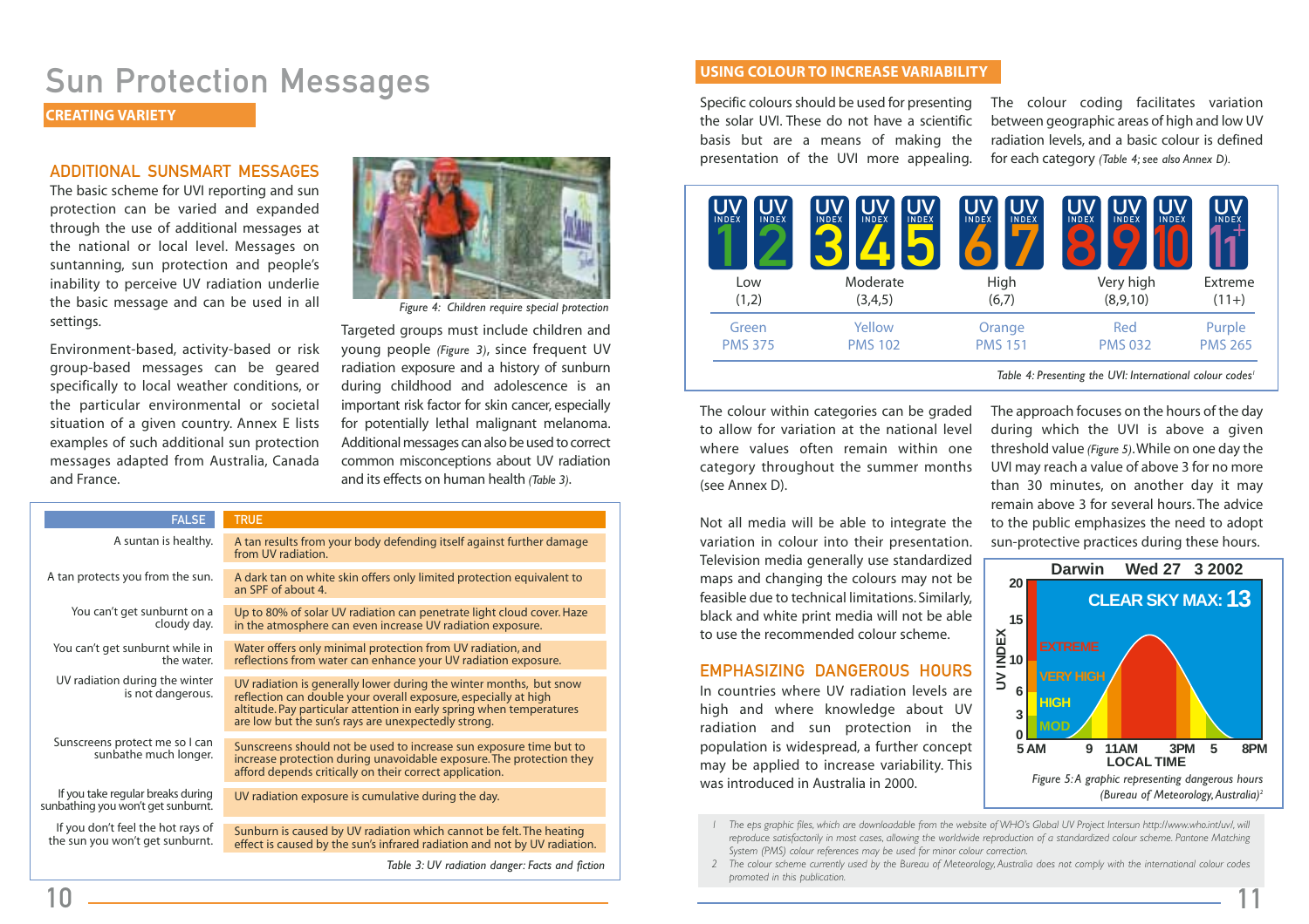# Sun Protection Messages

## CREATING VARIETY

### ADDITIONAL SUNSMART MESSAGES

The basic scheme for UVI reporting and sun protection can be varied and expanded through the use of additional messages at the national or local level. Messages on suntanning, sun protection and people's inability to perceive UV radiation underlie the basic message and can be used in all settings.

Environment-based, activity-based or risk group-based messages can be geared specifically to local weather conditions, or the particular environmental or societal situation of a given country. Annex E lists examples of such additional sun protection messages adapted from Australia, Canada and France.

*Figure 4: Children require special protection*

Targeted groups must include children and young people *(Figure 3)*, since frequent UV radiation exposure and a history of sunburn during childhood and adolescence is an important risk factor for skin cancer, especially for potentially lethal malignant melanoma. Additional messages can also be used to correct common misconceptions about UV radiation and its effects on human health *(Table 3)*.

| FALSE | TRUE |
|---|---|
| A suntan is healthy. | A tan results from your body defending itself against further damage from UV radiation. |
| A tan protects you from the sun. | A dark tan on white skin offers only limited protection equivalent to an SPF of about 4. |
| You can't get sunburnt on a cloudy day. | Up to 80% of solar UV radiation can penetrate light cloud cover. Haze in the atmosphere can even increase UV radiation exposure. |
| You can't get sunburnt while in the water. | Water offers only minimal protection from UV radiation, and reflections from water can enhance your UV radiation exposure. |
| UV radiation during the winter is not dangerous. | UV radiation is generally lower during the winter months, but snow reflection can double your overall exposure, especially at high altitude. Pay particular attention in early spring when temperatures are low but the sun's rays are unexpectedly strong. |
| Sunscreens protect me so I can sunbathe much longer. | Sunscreens should not be used to increase sun exposure time but to increase protection during unavoidable exposure. The protection they afford depends critically on their correct application. |
| If you take regular breaks during sunbathing you won't get sunburnt. | UV radiation exposure is cumulative during the day. |
| If you don't feel the hot rays of the sun you won't get sunburnt. | Sunburn is caused by UV radiation which cannot be felt. The heating effect is caused by the sun's infrared radiation and not by UV radiation. |

*Table 3: UV radiation danger: Facts and fiction*

## USING COLOUR TO INCREASE VARIABILITY

Specific colours should be used for presenting the solar UVI. These do not have a scientific basis but are a means of making the presentation of the UVI more appealing.

The colour coding facilitates variation between geographic areas of high and low UV radiation levels, and a basic colour is defined for each category *(Table 4; see also Annex D)*.

| Low (1,2) | Moderate (3,4,5) | High (6,7) | Very high (8,9,10) | Extreme (11+) |
|---|---|---|---|---|
| Green PMS 375 | Yellow PMS 102 | Orange PMS 151 | Red PMS 032 | Purple PMS 265 |

*Table 4: Presenting the UVI: International colour codes*[1]

The colour within categories can be graded to allow for variation at the national level where values often remain within one category throughout the summer months (see Annex D).

Not all media will be able to integrate the variation in colour into their presentation. Television media generally use standardized maps and changing the colours may not be feasible due to technical limitations. Similarly, black and white print media will not be able to use the recommended colour scheme.

### EMPHASIZING DANGEROUS HOURS

In countries where UV radiation levels are high and where knowledge about UV radiation and sun protection in the population is widespread, a further concept may be applied to increase variability. This was introduced in Australia in 2000.

The approach focuses on the hours of the day during which the UVI is above a given threshold value *(Figure 5)*. While on one day the UVI may reach a value of above 3 for no more than 30 minutes, on another day it may remain above 3 for several hours. The advice to the public emphasizes the need to adopt sun-protective practices during these hours.

*Figure 5: A graphic representing dangerous hours (Bureau of Meteorology, Australia)*[2]

1 The eps graphic files, which are downloadable from the website of WHO's Global UV Project Intersun http://www.who.int/uv/, will reproduce satisfactorily in most cases, allowing the worldwide reproduction of a standardized colour scheme. Pantone Matching System (PMS) colour references may be used for minor colour correction.

2 The colour scheme currently used by the Bureau of Meteorology, Australia does not comply with the international colour codes promoted in this publication.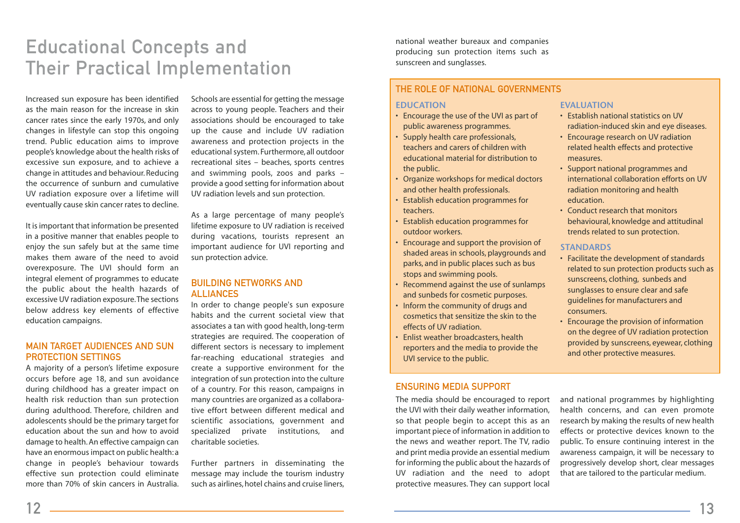# Educational Concepts and Their Practical Implementation

Increased sun exposure has been identified as the main reason for the increase in skin cancer rates since the early 1970s, and only changes in lifestyle can stop this ongoing trend. Public education aims to improve people's knowledge about the health risks of excessive sun exposure, and to achieve a change in attitudes and behaviour. Reducing the occurrence of sunburn and cumulative UV radiation exposure over a lifetime will eventually cause skin cancer rates to decline.

It is important that information be presented in a positive manner that enables people to enjoy the sun safely but at the same time makes them aware of the need to avoid overexposure. The UVI should form an integral element of programmes to educate the public about the health hazards of excessive UV radiation exposure. The sections below address key elements of effective education campaigns.

## MAIN TARGET AUDIENCES AND SUN PROTECTION SETTINGS

A majority of a person's lifetime exposure occurs before age 18, and sun avoidance during childhood has a greater impact on health risk reduction than sun protection during adulthood. Therefore, children and adolescents should be the primary target for education about the sun and how to avoid damage to health. An effective campaign can have an enormous impact on public health: a change in people's behaviour towards effective sun protection could eliminate more than 70% of skin cancers in Australia.

Schools are essential for getting the message across to young people. Teachers and their associations should be encouraged to take up the cause and include UV radiation awareness and protection projects in the educational system. Furthermore, all outdoor recreational sites – beaches, sports centres and swimming pools, zoos and parks – provide a good setting for information about UV radiation levels and sun protection.

As a large percentage of many people's lifetime exposure to UV radiation is received during vacations, tourists represent an important audience for UVI reporting and sun protection advice.

## BUILDING NETWORKS AND ALLIANCES

In order to change people's sun exposure habits and the current societal view that associates a tan with good health, long-term strategies are required. The cooperation of different sectors is necessary to implement far-reaching educational strategies and create a supportive environment for the integration of sun protection into the culture of a country. For this reason, campaigns in many countries are organized as a collaborative effort between different medical and scientific associations, government and specialized private institutions, and charitable societies.

Further partners in disseminating the message may include the tourism industry such as airlines, hotel chains and cruise liners, national weather bureaux and companies producing sun protection items such as sunscreen and sunglasses.

## THE ROLE OF NATIONAL GOVERNMENTS

### EDUCATION

- Encourage the use of the UVI as part of public awareness programmes.
- Supply health care professionals, teachers and carers of children with educational material for distribution to the public.
- Organize workshops for medical doctors and other health professionals.
- Establish education programmes for teachers.
- Establish education programmes for outdoor workers.
- Encourage and support the provision of shaded areas in schools, playgrounds and parks, and in public places such as bus stops and swimming pools.
- Recommend against the use of sunlamps and sunbeds for cosmetic purposes.
- Inform the community of drugs and cosmetics that sensitize the skin to the effects of UV radiation.
- Enlist weather broadcasters, health reporters and the media to provide the UVI service to the public.

### EVALUATION

- Establish national statistics on UV radiation-induced skin and eye diseases.
- Encourage research on UV radiation related health effects and protective measures.
- Support national programmes and international collaboration efforts on UV radiation monitoring and health education.
- Conduct research that monitors behavioural, knowledge and attitudinal trends related to sun protection.

### STANDARDS

- Facilitate the development of standards related to sun protection products such as sunscreens, clothing, sunbeds and sunglasses to ensure clear and safe guidelines for manufacturers and consumers.
- Encourage the provision of information on the degree of UV radiation protection provided by sunscreens, eyewear, clothing and other protective measures.

## ENSURING MEDIA SUPPORT

The media should be encouraged to report the UVI with their daily weather information, so that people begin to accept this as an important piece of information in addition to the news and weather report. The TV, radio and print media provide an essential medium for informing the public about the hazards of UV radiation and the need to adopt protective measures. They can support local and national programmes by highlighting health concerns, and can even promote research by making the results of new health effects or protective devices known to the public. To ensure continuing interest in the awareness campaign, it will be necessary to progressively develop short, clear messages that are tailored to the particular medium.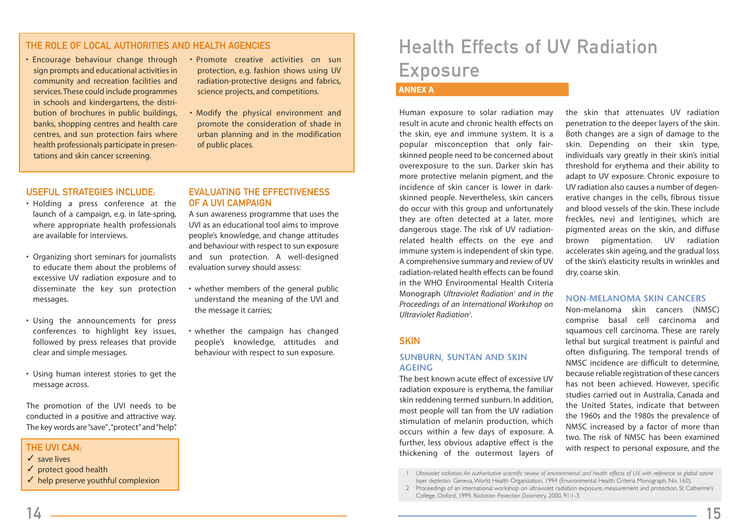## THE ROLE OF LOCAL AUTHORITIES AND HEALTH AGENCIES

- Encourage behaviour change through sign prompts and educational activities in community and recreation facilities and services. These could include programmes in schools and kindergartens, the distribution of brochures in public buildings, banks, shopping centres and health care centres, and sun protection fairs where health professionals participate in presentations and skin cancer screening.
- Promote creative activities on sun protection, e.g. fashion shows using UV radiation-protective designs and fabrics, science projects, and competitions.
- Modify the physical environment and promote the consideration of shade in urban planning and in the modification of public places.

## USEFUL STRATEGIES INCLUDE:

- Holding a press conference at the launch of a campaign, e.g. in late-spring, where appropriate health professionals are available for interviews.
- Organizing short seminars for journalists to educate them about the problems of excessive UV radiation exposure and to disseminate the key sun protection messages.
- Using the announcements for press conferences to highlight key issues, followed by press releases that provide clear and simple messages.
- Using human interest stories to get the message across.

The promotion of the UVI needs to be conducted in a positive and attractive way. The key words are "save", "protect" and "help".

## THE UVI CAN:

✓ save lives
✓ protect good health
✓ help preserve youthful complexion

## EVALUATING THE EFFECTIVENESS OF A UVI CAMPAIGN

A sun awareness programme that uses the UVI as an educational tool aims to improve people's knowledge, and change attitudes and behaviour with respect to sun exposure and sun protection. A well-designed evaluation survey should assess:

- whether members of the general public understand the meaning of the UVI and the message it carries;
- whether the campaign has changed people's knowledge, attitudes and behaviour with respect to sun exposure.

# Health Effects of UV Radiation Exposure

**ANNEX A**

Human exposure to solar radiation may result in acute and chronic health effects on the skin, eye and immune system. It is a popular misconception that only fair-skinned people need to be concerned about overexposure to the sun. Darker skin has more protective melanin pigment, and the incidence of skin cancer is lower in dark-skinned people. Nevertheless, skin cancers do occur with this group and unfortunately they are often detected at a later, more dangerous stage. The risk of UV radiation-related health effects on the eye and immune system is independent of skin type. A comprehensive summary and review of UV radiation-related health effects can be found in the WHO Environmental Health Criteria Monograph *Ultraviolet Radiation*[1] *and in the Proceedings of an International Workshop on Ultraviolet Radiation*[2].

## SKIN

### SUNBURN, SUNTAN AND SKIN AGEING

The best known acute effect of excessive UV radiation exposure is erythema, the familiar skin reddening termed sunburn. In addition, most people will tan from the UV radiation stimulation of melanin production, which occurs within a few days of exposure. A further, less obvious adaptive effect is the thickening of the outermost layers of the skin that attenuates UV radiation penetration to the deeper layers of the skin. Both changes are a sign of damage to the skin. Depending on their skin type, individuals vary greatly in their skin's initial threshold for erythema and their ability to adapt to UV exposure. Chronic exposure to UV radiation also causes a number of degenerative changes in the cells, fibrous tissue and blood vessels of the skin. These include freckles, nevi and lentigines, which are pigmented areas on the skin, and diffuse brown pigmentation. UV radiation accelerates skin ageing, and the gradual loss of the skin's elasticity results in wrinkles and dry, coarse skin.

### NON-MELANOMA SKIN CANCERS

Non-melanoma skin cancers (NMSC) comprise basal cell carcinoma and squamous cell carcinoma. These are rarely lethal but surgical treatment is painful and often disfiguring. The temporal trends of NMSC incidence are difficult to determine, because reliable registration of these cancers has not been achieved. However, specific studies carried out in Australia, Canada and the United States, indicate that between the 1960s and the 1980s the prevalence of NMSC increased by a factor of more than two. The risk of NMSC has been examined with respect to personal exposure, and the

---

1 *Ultraviolet radiation. An authoritative scientific review of environmental and health effects of UV, with reference to global ozone layer depletion.* Geneva, World Health Organization, 1994 (Environmental Health Criteria Monograph, No. 160).

2 Proceedings of an international workshop on ultraviolet radiation exposure, measurement and protection, St Catherine's College, Oxford, 1999. *Radiation Protection Dosimetry,* 2000, 91:1-3.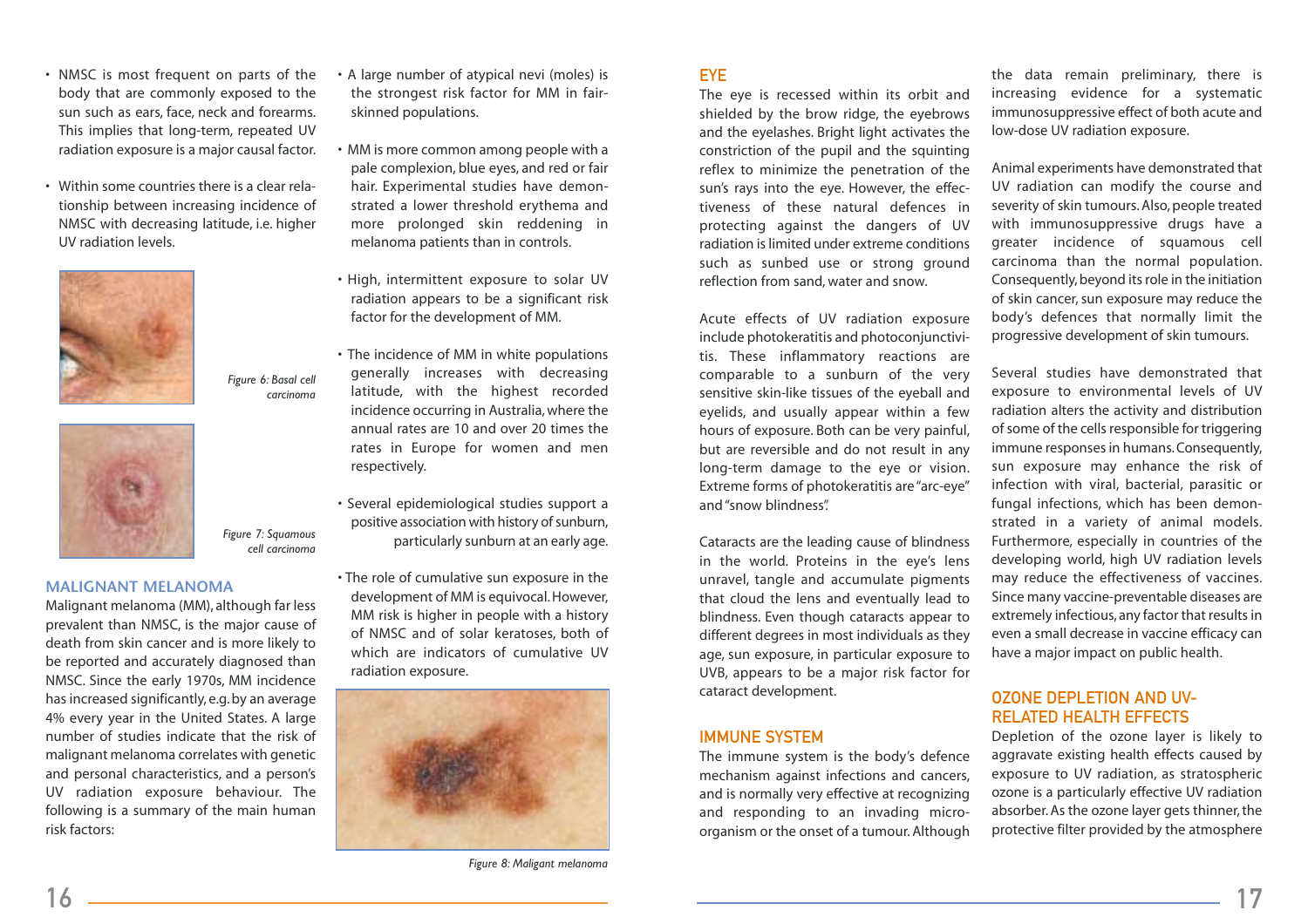- NMSC is most frequent on parts of the body that are commonly exposed to the sun such as ears, face, neck and forearms. This implies that long-term, repeated UV radiation exposure is a major causal factor.

- Within some countries there is a clear relationship between increasing incidence of NMSC with decreasing latitude, i.e. higher UV radiation levels.

*Figure 6: Basal cell carcinoma*

*Figure 7: Squamous cell carcinoma*

## MALIGNANT MELANOMA

Malignant melanoma (MM), although far less prevalent than NMSC, is the major cause of death from skin cancer and is more likely to be reported and accurately diagnosed than NMSC. Since the early 1970s, MM incidence has increased significantly, e.g. by an average 4% every year in the United States. A large number of studies indicate that the risk of malignant melanoma correlates with genetic and personal characteristics, and a person's UV radiation exposure behaviour. The following is a summary of the main human risk factors:

- A large number of atypical nevi (moles) is the strongest risk factor for MM in fair-skinned populations.

- MM is more common among people with a pale complexion, blue eyes, and red or fair hair. Experimental studies have demonstrated a lower threshold erythema and more prolonged skin reddening in melanoma patients than in controls.

- High, intermittent exposure to solar UV radiation appears to be a significant risk factor for the development of MM.

- The incidence of MM in white populations generally increases with decreasing latitude, with the highest recorded incidence occurring in Australia, where the annual rates are 10 and over 20 times the rates in Europe for women and men respectively.

- Several epidemiological studies support a positive association with history of sunburn, particularly sunburn at an early age.

- The role of cumulative sun exposure in the development of MM is equivocal. However, MM risk is higher in people with a history of NMSC and of solar keratoses, both of which are indicators of cumulative UV radiation exposure.

*Figure 8: Maligant melanoma*

## EYE

The eye is recessed within its orbit and shielded by the brow ridge, the eyebrows and the eyelashes. Bright light activates the constriction of the pupil and the squinting reflex to minimize the penetration of the sun's rays into the eye. However, the effectiveness of these natural defences in protecting against the dangers of UV radiation is limited under extreme conditions such as sunbed use or strong ground reflection from sand, water and snow.

Acute effects of UV radiation exposure include photokeratitis and photoconjunctivitis. These inflammatory reactions are comparable to a sunburn of the very sensitive skin-like tissues of the eyeball and eyelids, and usually appear within a few hours of exposure. Both can be very painful, but are reversible and do not result in any long-term damage to the eye or vision. Extreme forms of photokeratitis are "arc-eye" and "snow blindness".

Cataracts are the leading cause of blindness in the world. Proteins in the eye's lens unravel, tangle and accumulate pigments that cloud the lens and eventually lead to blindness. Even though cataracts appear to different degrees in most individuals as they age, sun exposure, in particular exposure to UVB, appears to be a major risk factor for cataract development.

## IMMUNE SYSTEM

The immune system is the body's defence mechanism against infections and cancers, and is normally very effective at recognizing and responding to an invading microorganism or the onset of a tumour. Although the data remain preliminary, there is increasing evidence for a systematic immunosuppressive effect of both acute and low-dose UV radiation exposure.

Animal experiments have demonstrated that UV radiation can modify the course and severity of skin tumours. Also, people treated with immunosuppressive drugs have a greater incidence of squamous cell carcinoma than the normal population. Consequently, beyond its role in the initiation of skin cancer, sun exposure may reduce the body's defences that normally limit the progressive development of skin tumours.

Several studies have demonstrated that exposure to environmental levels of UV radiation alters the activity and distribution of some of the cells responsible for triggering immune responses in humans. Consequently, sun exposure may enhance the risk of infection with viral, bacterial, parasitic or fungal infections, which has been demonstrated in a variety of animal models. Furthermore, especially in countries of the developing world, high UV radiation levels may reduce the effectiveness of vaccines. Since many vaccine-preventable diseases are extremely infectious, any factor that results in even a small decrease in vaccine efficacy can have a major impact on public health.

## OZONE DEPLETION AND UV-RELATED HEALTH EFFECTS

Depletion of the ozone layer is likely to aggravate existing health effects caused by exposure to UV radiation, as stratospheric ozone is a particularly effective UV radiation absorber. As the ozone layer gets thinner, the protective filter provided by the atmosphere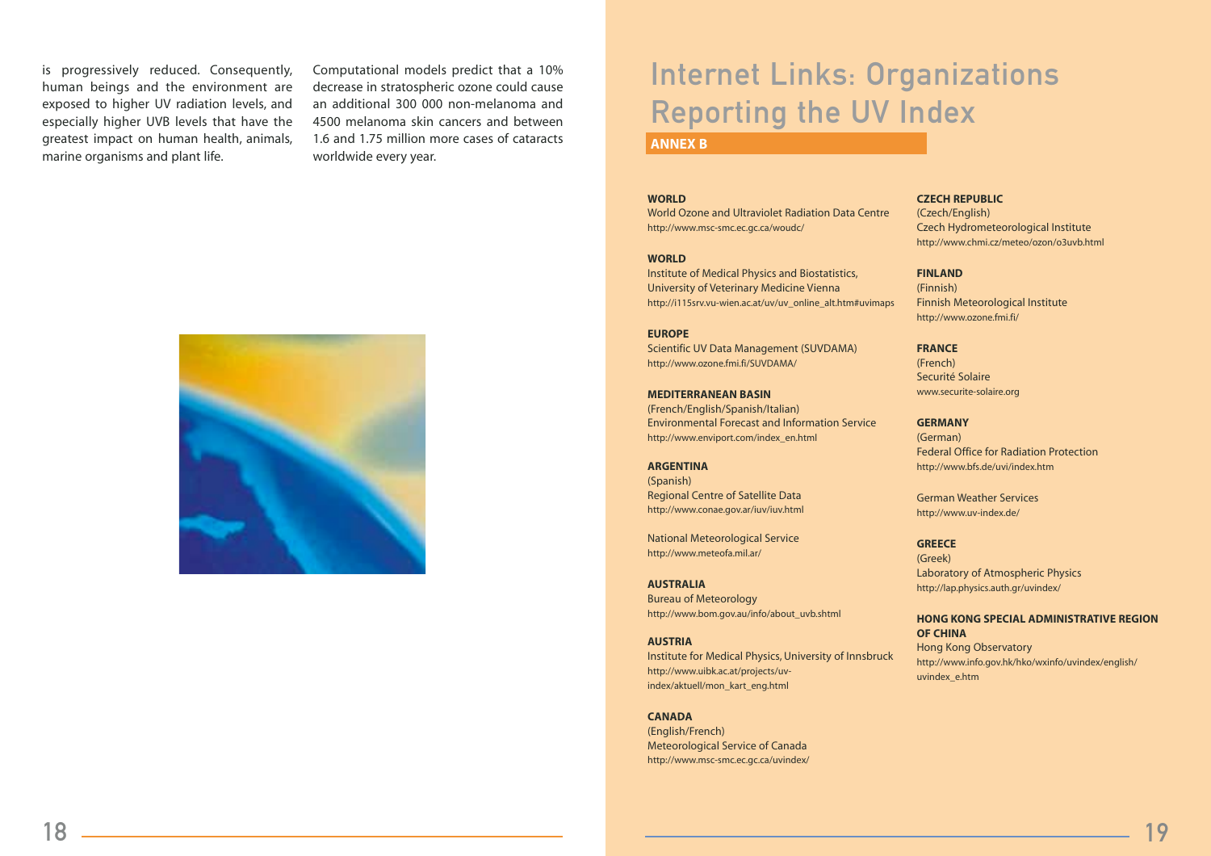is progressively reduced. Consequently, human beings and the environment are exposed to higher UV radiation levels, and especially higher UVB levels that have the greatest impact on human health, animals, marine organisms and plant life.

Computational models predict that a 10% decrease in stratospheric ozone could cause an additional 300 000 non-melanoma and 4500 melanoma skin cancers and between 1.6 and 1.75 million more cases of cataracts worldwide every year.

# Internet Links: Organizations Reporting the UV Index

**ANNEX B**

**WORLD**
World Ozone and Ultraviolet Radiation Data Centre
http://www.msc-smc.ec.gc.ca/woudc/

**WORLD**
Institute of Medical Physics and Biostatistics, University of Veterinary Medicine Vienna
http://i115srv.vu-wien.ac.at/uv/uv_online_alt.htm#uvimaps

**EUROPE**
Scientific UV Data Management (SUVDAMA)
http://www.ozone.fmi.fi/SUVDAMA/

**MEDITERRANEAN BASIN**
(French/English/Spanish/Italian)
Environmental Forecast and Information Service
http://www.enviport.com/index_en.html

**ARGENTINA**
(Spanish)
Regional Centre of Satellite Data
http://www.conae.gov.ar/iuv/iuv.html

National Meteorological Service
http://www.meteofa.mil.ar/

**AUSTRALIA**
Bureau of Meteorology
http://www.bom.gov.au/info/about_uvb.shtml

**AUSTRIA**
Institute for Medical Physics, University of Innsbruck
http://www.uibk.ac.at/projects/uv-index/aktuell/mon_kart_eng.html

**CANADA**
(English/French)
Meteorological Service of Canada
http://www.msc-smc.ec.gc.ca/uvindex/

**CZECH REPUBLIC**
(Czech/English)
Czech Hydrometeorological Institute
http://www.chmi.cz/meteo/ozon/o3uvb.html

**FINLAND**
(Finnish)
Finnish Meteorological Institute
http://www.ozone.fmi.fi/

**FRANCE**
(French)
Securité Solaire
www.securite-solaire.org

**GERMANY**
(German)
Federal Office for Radiation Protection
http://www.bfs.de/uvi/index.htm

German Weather Services
http://www.uv-index.de/

**GREECE**
(Greek)
Laboratory of Atmospheric Physics
http://lap.physics.auth.gr/uvindex/

**HONG KONG SPECIAL ADMINISTRATIVE REGION OF CHINA**
Hong Kong Observatory
http://www.info.gov.hk/hko/wxinfo/uvindex/english/uvindex_e.htm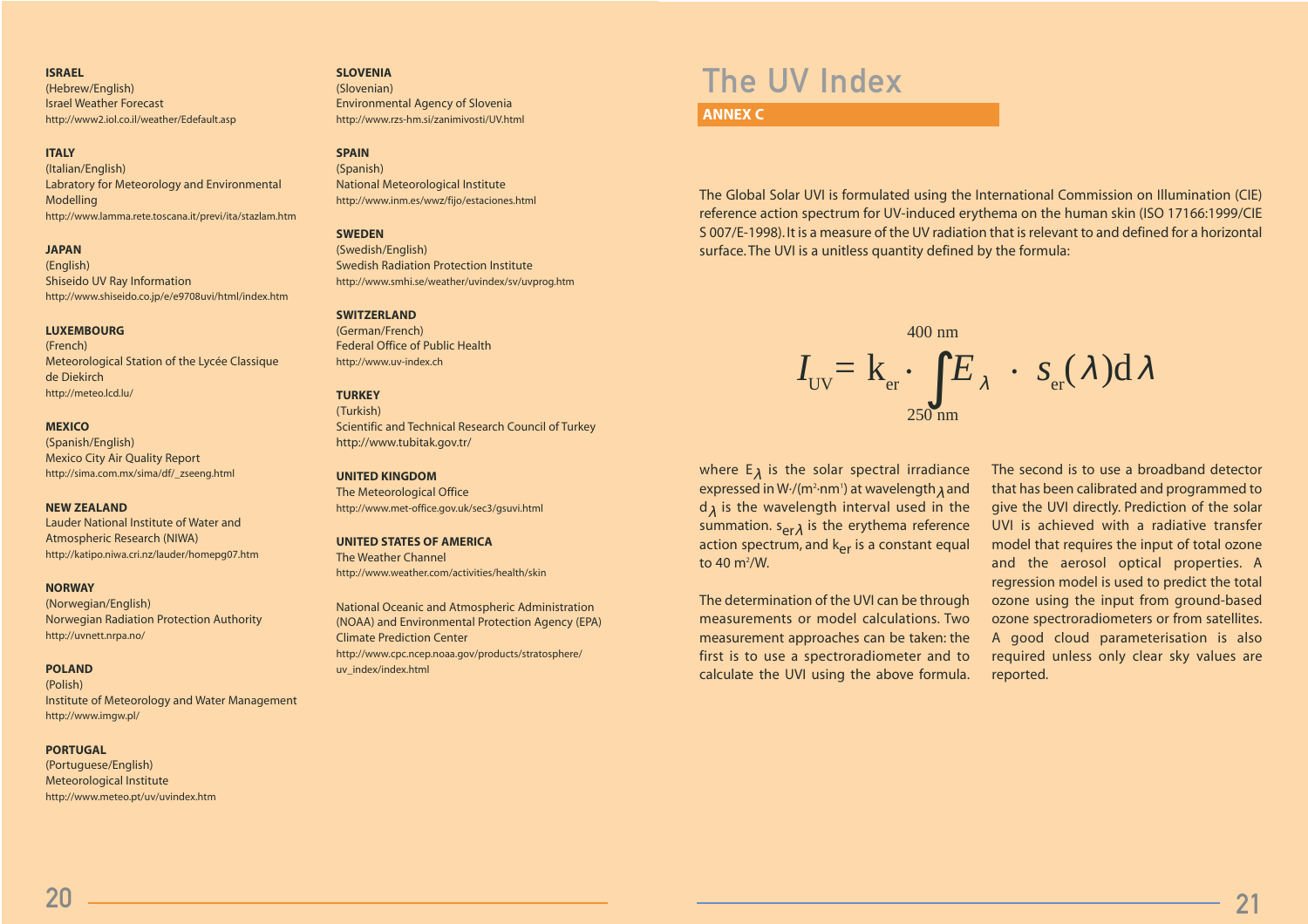**ISRAEL**
(Hebrew/English)
Israel Weather Forecast
http://www2.iol.co.il/weather/Edefault.asp

**ITALY**
(Italian/English)
Labratory for Meteorology and Environmental Modelling
http://www.lamma.rete.toscana.it/previ/ita/stazlam.htm

**JAPAN**
(English)
Shiseido UV Ray Information
http://www.shiseido.co.jp/e/e9708uvi/html/index.htm

**LUXEMBOURG**
(French)
Meteorological Station of the Lycée Classique de Diekirch
http://meteo.lcd.lu/

**MEXICO**
(Spanish/English)
Mexico City Air Quality Report
http://sima.com.mx/sima/df/_zseeng.html

**NEW ZEALAND**
Lauder National Institute of Water and Atmospheric Research (NIWA)
http://katipo.niwa.cri.nz/lauder/homepg07.htm

**NORWAY**
(Norwegian/English)
Norwegian Radiation Protection Authority
http://uvnett.nrpa.no/

**POLAND**
(Polish)
Institute of Meteorology and Water Management
http://www.imgw.pl/

**PORTUGAL**
(Portuguese/English)
Meteorological Institute
http://www.meteo.pt/uv/uvindex.htm

**SLOVENIA**
(Slovenian)
Environmental Agency of Slovenia
http://www.rzs-hm.si/zanimivosti/UV.html

**SPAIN**
(Spanish)
National Meteorological Institute
http://www.inm.es/wwz/fijo/estaciones.html

**SWEDEN**
(Swedish/English)
Swedish Radiation Protection Institute
http://www.smhi.se/weather/uvindex/sv/uvprog.htm

**SWITZERLAND**
(German/French)
Federal Office of Public Health
http://www.uv-index.ch

**TURKEY**
(Turkish)
Scientific and Technical Research Council of Turkey
http://www.tubitak.gov.tr/

**UNITED KINGDOM**
The Meteorological Office
http://www.met-office.gov.uk/sec3/gsuvi.html

**UNITED STATES OF AMERICA**
The Weather Channel
http://www.weather.com/activities/health/skin

National Oceanic and Atmospheric Administration (NOAA) and Environmental Protection Agency (EPA)
Climate Prediction Center
http://www.cpc.ncep.noaa.gov/products/stratosphere/uv_index/index.html

# The UV Index

## ANNEX C

The Global Solar UVI is formulated using the International Commission on Illumination (CIE) reference action spectrum for UV-induced erythema on the human skin (ISO 17166:1999/CIE S 007/E-1998). It is a measure of the UV radiation that is relevant to and defined for a horizontal surface. The UVI is a unitless quantity defined by the formula:

$$I_{UV} = k_{er} \cdot \int_{250\,nm}^{400\,nm} E_{\lambda} \cdot s_{er}(\lambda) d\lambda$$

where $E_{\lambda}$ is the solar spectral irradiance expressed in $W/(m^2 \cdot nm)$ at wavelength $\lambda$ and $d_{\lambda}$ is the wavelength interval used in the summation. $s_{er\lambda}$ is the erythema reference action spectrum, and $k_{er}$ is a constant equal to 40 $m^2/W$.

The determination of the UVI can be through measurements or model calculations. Two measurement approaches can be taken: the first is to use a spectroradiometer and to calculate the UVI using the above formula. The second is to use a broadband detector that has been calibrated and programmed to give the UVI directly. Prediction of the solar UVI is achieved with a radiative transfer model that requires the input of total ozone and the aerosol optical properties. A regression model is used to predict the total ozone using the input from ground-based ozone spectroradiometers or from satellites. A good cloud parameterisation is also required unless only clear sky values are reported.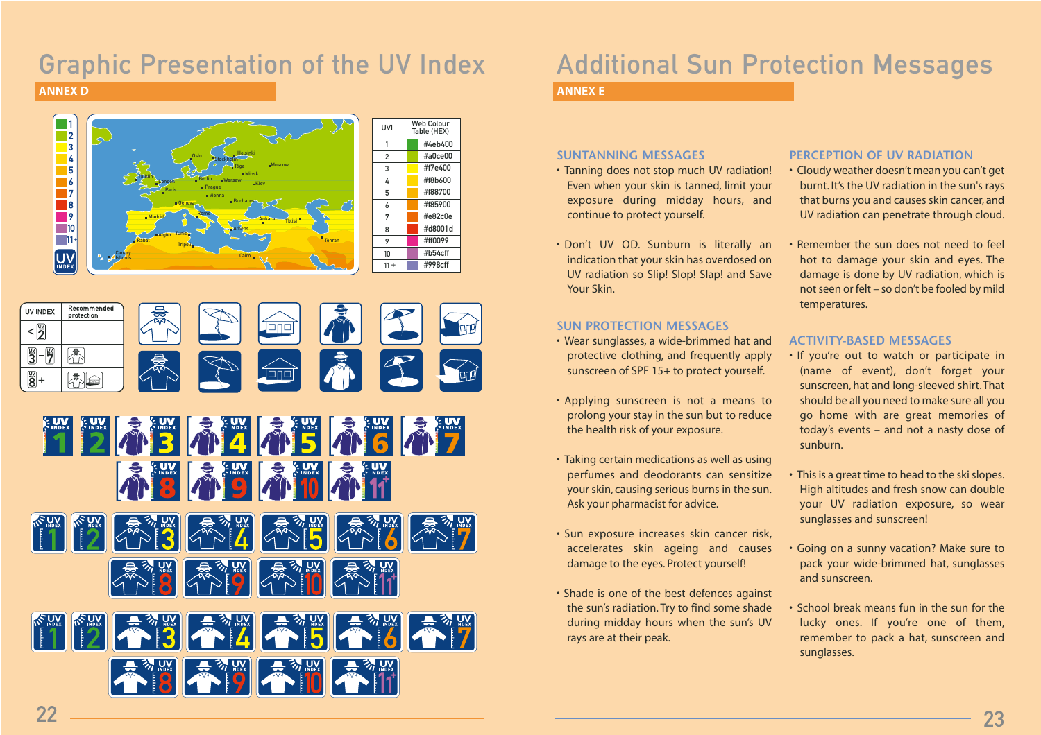# Graphic Presentation of the UV Index

## ANNEX D

| UVI | Web Colour Table (HEX) |
|---|---|
| 1 | #4eb400 |
| 2 | #a0ce00 |
| 3 | #f7e400 |
| 4 | #f8b600 |
| 5 | #f88700 |
| 6 | #f85900 |
| 7 | #e82c0e |
| 8 | #d8001d |
| 9 | #ff0099 |
| 10 | #b54cff |
| 11+ | #998cff |

| UV INDEX | Recommended protection |
|---|---|
| < 2 | |
| 3 – 7 | |
| 8 + | |

# Additional Sun Protection Messages

## ANNEX E

### SUNTANNING MESSAGES

- Tanning does not stop much UV radiation! Even when your skin is tanned, limit your exposure during midday hours, and continue to protect yourself.
- Don't UV OD. Sunburn is literally an indication that your skin has overdosed on UV radiation so Slip! Slop! Slap! and Save Your Skin.

### SUN PROTECTION MESSAGES

- Wear sunglasses, a wide-brimmed hat and protective clothing, and frequently apply sunscreen of SPF 15+ to protect yourself.
- Applying sunscreen is not a means to prolong your stay in the sun but to reduce the health risk of your exposure.
- Taking certain medications as well as using perfumes and deodorants can sensitize your skin, causing serious burns in the sun. Ask your pharmacist for advice.
- Sun exposure increases skin cancer risk, accelerates skin ageing and causes damage to the eyes. Protect yourself!
- Shade is one of the best defences against the sun's radiation. Try to find some shade during midday hours when the sun's UV rays are at their peak.

### PERCEPTION OF UV RADIATION

- Cloudy weather doesn't mean you can't get burnt. It's the UV radiation in the sun's rays that burns you and causes skin cancer, and UV radiation can penetrate through cloud.
- Remember the sun does not need to feel hot to damage your skin and eyes. The damage is done by UV radiation, which is not seen or felt – so don't be fooled by mild temperatures.

### ACTIVITY-BASED MESSAGES

- If you're out to watch or participate in (name of event), don't forget your sunscreen, hat and long-sleeved shirt. That should be all you need to make sure all you go home with are great memories of today's events – and not a nasty dose of sunburn.
- This is a great time to head to the ski slopes. High altitudes and fresh snow can double your UV radiation exposure, so wear sunglasses and sunscreen!
- Going on a sunny vacation? Make sure to pack your wide-brimmed hat, sunglasses and sunscreen.
- School break means fun in the sun for the lucky ones. If you're one of them, remember to pack a hat, sunscreen and sunglasses.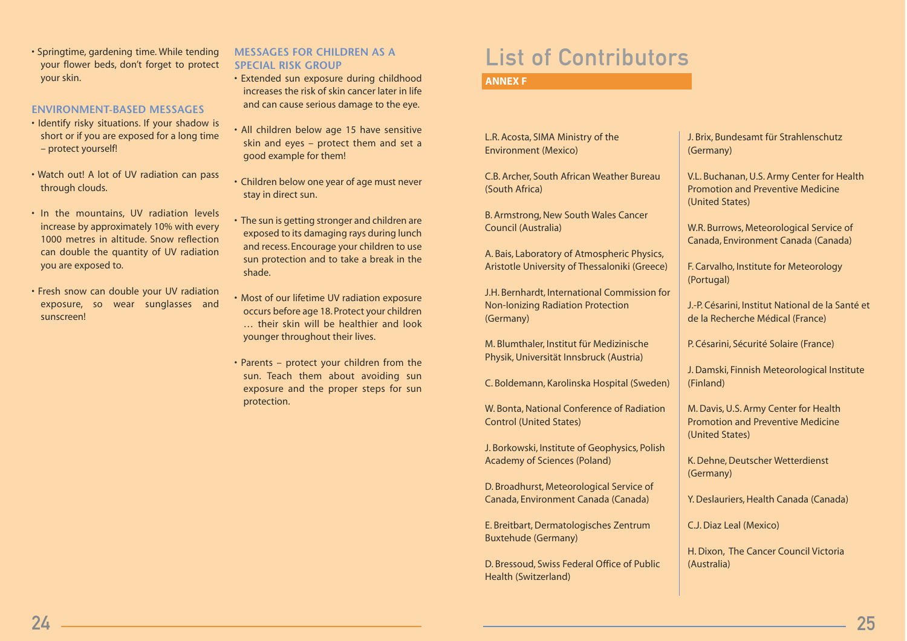- Springtime, gardening time. While tending your flower beds, don't forget to protect your skin.

### ENVIRONMENT-BASED MESSAGES

- Identify risky situations. If your shadow is short or if you are exposed for a long time – protect yourself!
- Watch out! A lot of UV radiation can pass through clouds.
- In the mountains, UV radiation levels increase by approximately 10% with every 1000 metres in altitude. Snow reflection can double the quantity of UV radiation you are exposed to.
- Fresh snow can double your UV radiation exposure, so wear sunglasses and sunscreen!

### MESSAGES FOR CHILDREN AS A SPECIAL RISK GROUP

- Extended sun exposure during childhood increases the risk of skin cancer later in life and can cause serious damage to the eye.
- All children below age 15 have sensitive skin and eyes – protect them and set a good example for them!
- Children below one year of age must never stay in direct sun.
- The sun is getting stronger and children are exposed to its damaging rays during lunch and recess. Encourage your children to use sun protection and to take a break in the shade.
- Most of our lifetime UV radiation exposure occurs before age 18. Protect your children … their skin will be healthier and look younger throughout their lives.
- Parents – protect your children from the sun. Teach them about avoiding sun exposure and the proper steps for sun protection.

# List of Contributors

## ANNEX F

L.R. Acosta, SIMA Ministry of the Environment (Mexico)

C.B. Archer, South African Weather Bureau (South Africa)

B. Armstrong, New South Wales Cancer Council (Australia)

A. Bais, Laboratory of Atmospheric Physics, Aristotle University of Thessaloniki (Greece)

J.H. Bernhardt, International Commission for Non-Ionizing Radiation Protection (Germany)

M. Blumthaler, Institut für Medizinische Physik, Universität Innsbruck (Austria)

C. Boldemann, Karolinska Hospital (Sweden)

W. Bonta, National Conference of Radiation Control (United States)

J. Borkowski, Institute of Geophysics, Polish Academy of Sciences (Poland)

D. Broadhurst, Meteorological Service of Canada, Environment Canada (Canada)

E. Breitbart, Dermatologisches Zentrum Buxtehude (Germany)

D. Bressoud, Swiss Federal Office of Public Health (Switzerland)

J. Brix, Bundesamt für Strahlenschutz (Germany)

V.L. Buchanan, U.S. Army Center for Health Promotion and Preventive Medicine (United States)

W.R. Burrows, Meteorological Service of Canada, Environment Canada (Canada)

F. Carvalho, Institute for Meteorology (Portugal)

J.-P. Césarini, Institut National de la Santé et de la Recherche Médical (France)

P. Césarini, Sécurité Solaire (France)

J. Damski, Finnish Meteorological Institute (Finland)

M. Davis, U.S. Army Center for Health Promotion and Preventive Medicine (United States)

K. Dehne, Deutscher Wetterdienst (Germany)

Y. Deslauriers, Health Canada (Canada)

C.J. Diaz Leal (Mexico)

H. Dixon, The Cancer Council Victoria (Australia)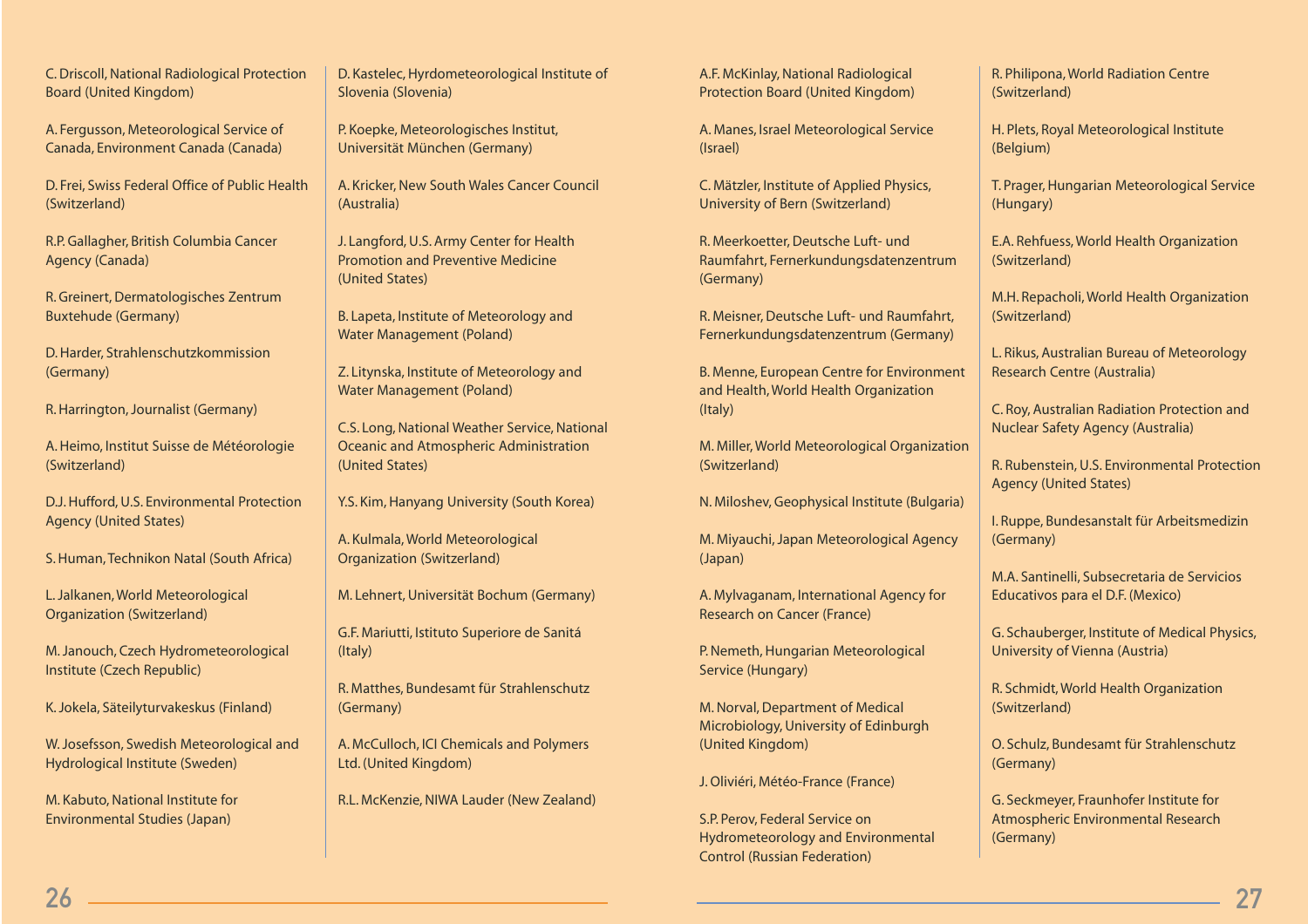C. Driscoll, National Radiological Protection Board (United Kingdom)

A. Fergusson, Meteorological Service of Canada, Environment Canada (Canada)

D. Frei, Swiss Federal Office of Public Health (Switzerland)

R.P. Gallagher, British Columbia Cancer Agency (Canada)

R. Greinert, Dermatologisches Zentrum Buxtehude (Germany)

D. Harder, Strahlenschutzkommission (Germany)

R. Harrington, Journalist (Germany)

A. Heimo, Institut Suisse de Météorologie (Switzerland)

D.J. Hufford, U.S. Environmental Protection Agency (United States)

S. Human, Technikon Natal (South Africa)

L. Jalkanen, World Meteorological Organization (Switzerland)

M. Janouch, Czech Hydrometeorological Institute (Czech Republic)

K. Jokela, Säteilyturvakeskus (Finland)

W. Josefsson, Swedish Meteorological and Hydrological Institute (Sweden)

M. Kabuto, National Institute for Environmental Studies (Japan)

D. Kastelec, Hyrdometeorological Institute of Slovenia (Slovenia)

P. Koepke, Meteorologisches Institut, Universität München (Germany)

A. Kricker, New South Wales Cancer Council (Australia)

J. Langford, U.S. Army Center for Health Promotion and Preventive Medicine (United States)

B. Lapeta, Institute of Meteorology and Water Management (Poland)

Z. Litynska, Institute of Meteorology and Water Management (Poland)

C.S. Long, National Weather Service, National Oceanic and Atmospheric Administration (United States)

Y.S. Kim, Hanyang University (South Korea)

A. Kulmala, World Meteorological Organization (Switzerland)

M. Lehnert, Universität Bochum (Germany)

G.F. Mariutti, Istituto Superiore de Sanitá (Italy)

R. Matthes, Bundesamt für Strahlenschutz (Germany)

A. McCulloch, ICI Chemicals and Polymers Ltd. (United Kingdom)

R.L. McKenzie, NIWA Lauder (New Zealand)

A.F. McKinlay, National Radiological Protection Board (United Kingdom)

A. Manes, Israel Meteorological Service (Israel)

C. Mätzler, Institute of Applied Physics, University of Bern (Switzerland)

R. Meerkoetter, Deutsche Luft- und Raumfahrt, Fernerkundungsdatenzentrum (Germany)

R. Meisner, Deutsche Luft- und Raumfahrt, Fernerkundungsdatenzentrum (Germany)

B. Menne, European Centre for Environment and Health, World Health Organization (Italy)

M. Miller, World Meteorological Organization (Switzerland)

N. Miloshev, Geophysical Institute (Bulgaria)

M. Miyauchi, Japan Meteorological Agency (Japan)

A. Mylvaganam, International Agency for Research on Cancer (France)

P. Nemeth, Hungarian Meteorological Service (Hungary)

M. Norval, Department of Medical Microbiology, University of Edinburgh (United Kingdom)

J. Oliviéri, Météo-France (France)

S.P. Perov, Federal Service on Hydrometeorology and Environmental Control (Russian Federation)

R. Philipona, World Radiation Centre (Switzerland)

H. Plets, Royal Meteorological Institute (Belgium)

T. Prager, Hungarian Meteorological Service (Hungary)

E.A. Rehfuess, World Health Organization (Switzerland)

M.H. Repacholi, World Health Organization (Switzerland)

L. Rikus, Australian Bureau of Meteorology Research Centre (Australia)

C. Roy, Australian Radiation Protection and Nuclear Safety Agency (Australia)

R. Rubenstein, U.S. Environmental Protection Agency (United States)

I. Ruppe, Bundesanstalt für Arbeitsmedizin (Germany)

M.A. Santinelli, Subsecretaria de Servicios Educativos para el D.F. (Mexico)

G. Schauberger, Institute of Medical Physics, University of Vienna (Austria)

R. Schmidt, World Health Organization (Switzerland)

O. Schulz, Bundesamt für Strahlenschutz (Germany)

G. Seckmeyer, Fraunhofer Institute for Atmospheric Environmental Research (Germany)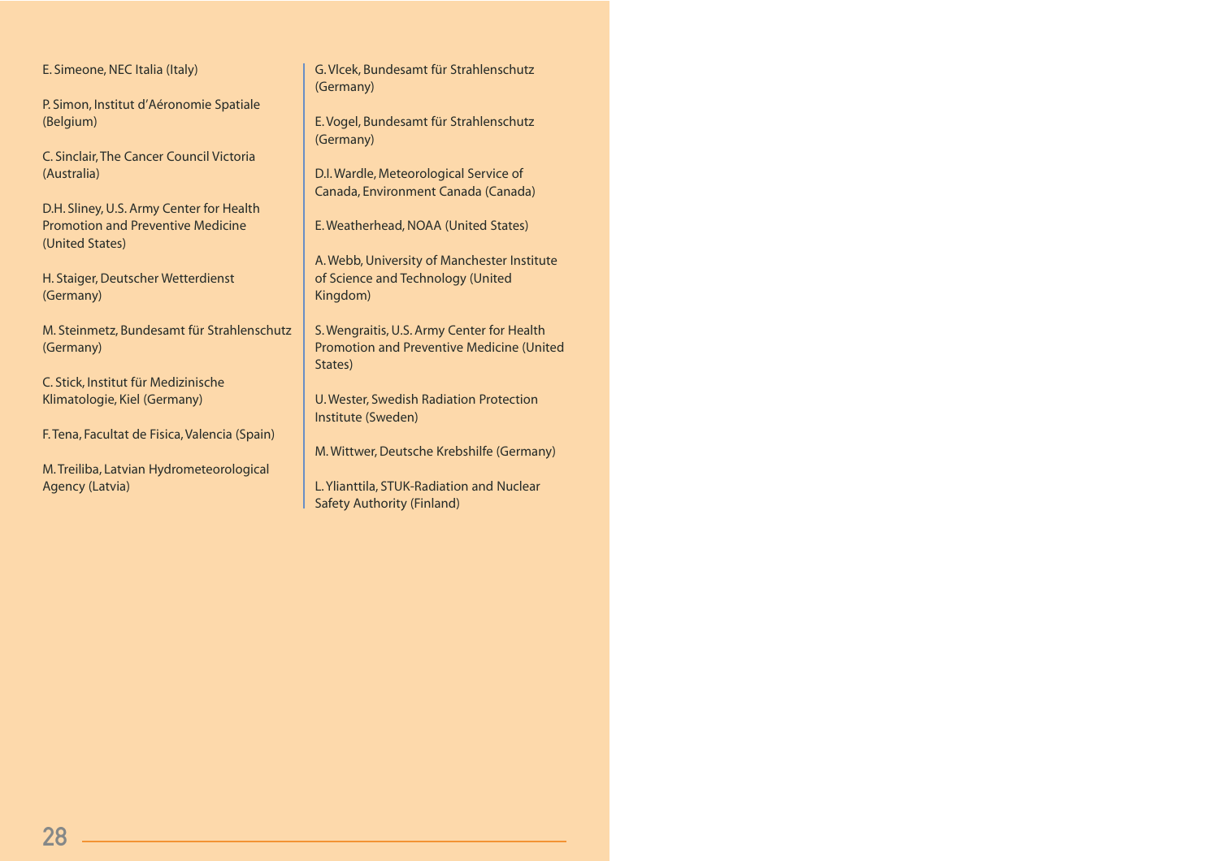E. Simeone, NEC Italia (Italy)

P. Simon, Institut d'Aéronomie Spatiale (Belgium)

C. Sinclair, The Cancer Council Victoria (Australia)

D.H. Sliney, U.S. Army Center for Health Promotion and Preventive Medicine (United States)

H. Staiger, Deutscher Wetterdienst (Germany)

M. Steinmetz, Bundesamt für Strahlenschutz (Germany)

C. Stick, Institut für Medizinische Klimatologie, Kiel (Germany)

F. Tena, Facultat de Fisica, Valencia (Spain)

M. Treiliba, Latvian Hydrometeorological Agency (Latvia)

G. Vlcek, Bundesamt für Strahlenschutz (Germany)

E. Vogel, Bundesamt für Strahlenschutz (Germany)

D.I. Wardle, Meteorological Service of Canada, Environment Canada (Canada)

E. Weatherhead, NOAA (United States)

A. Webb, University of Manchester Institute of Science and Technology (United Kingdom)

S. Wengraitis, U.S. Army Center for Health Promotion and Preventive Medicine (United States)

U. Wester, Swedish Radiation Protection Institute (Sweden)

M. Wittwer, Deutsche Krebshilfe (Germany)

L. Ylianttila, STUK-Radiation and Nuclear Safety Authority (Finland)